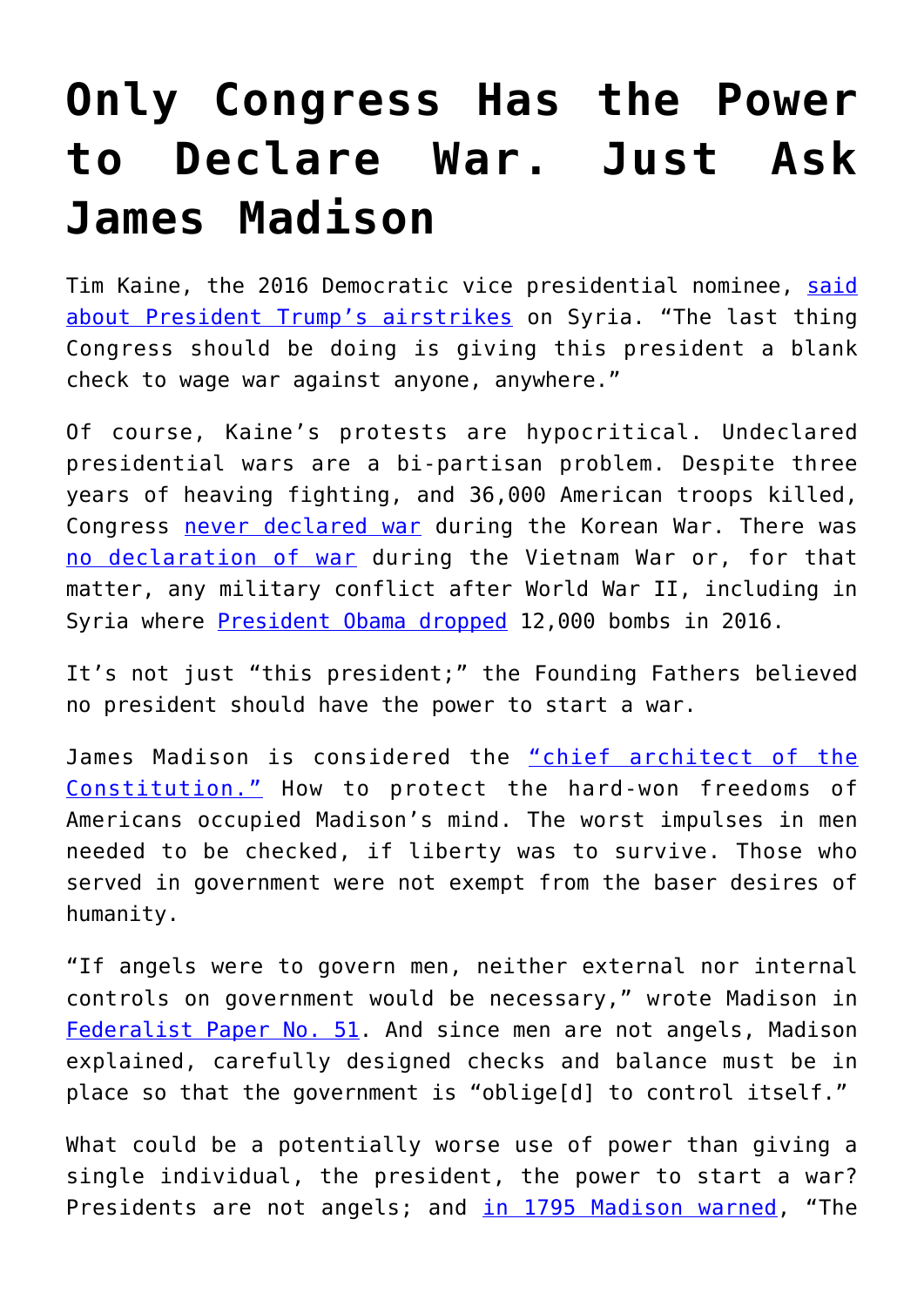# Only Congress Has the Power to Declare War. Just Ask James Madison

Tim Kaine, the 2016 Democratic vice presidential nominee, said about President Trump's airstrikes on Syria. "The last thing Congress should be doing is giving this president a blank check to wage war against anyone, anywhere."

Of course, Kaine's protests are hypocritical. Undeclared presidential wars are a bi-partisan problem. Despite three years of heaving fighting, and 36,000 American troops killed, Congress never declared war during the Korean War. There was no declaration of war during the Vietnam War or, for that matter, any military conflict after World War II, including in Syria where President Obama dropped 12,000 bombs in 2016.

It's not just "this president;" the Founding Fathers believed no president should have the power to start a war.

James Madison is considered the "chief architect of the Constitution." How to protect the hard-won freedoms of Americans occupied Madison's mind. The worst impulses in men needed to be checked, if liberty was to survive. Those who served in government were not exempt from the baser desires of humanity.

"If angels were to govern men, neither external nor internal controls on government would be necessary," wrote Madison in Federalist Paper No. 51. And since men are not angels, Madison explained, carefully designed checks and balance must be in place so that the government is "oblige[d] to control itself."

What could be a potentially worse use of power than giving a single individual, the president, the power to start a war? Presidents are not angels; and in 1795 Madison warned, "The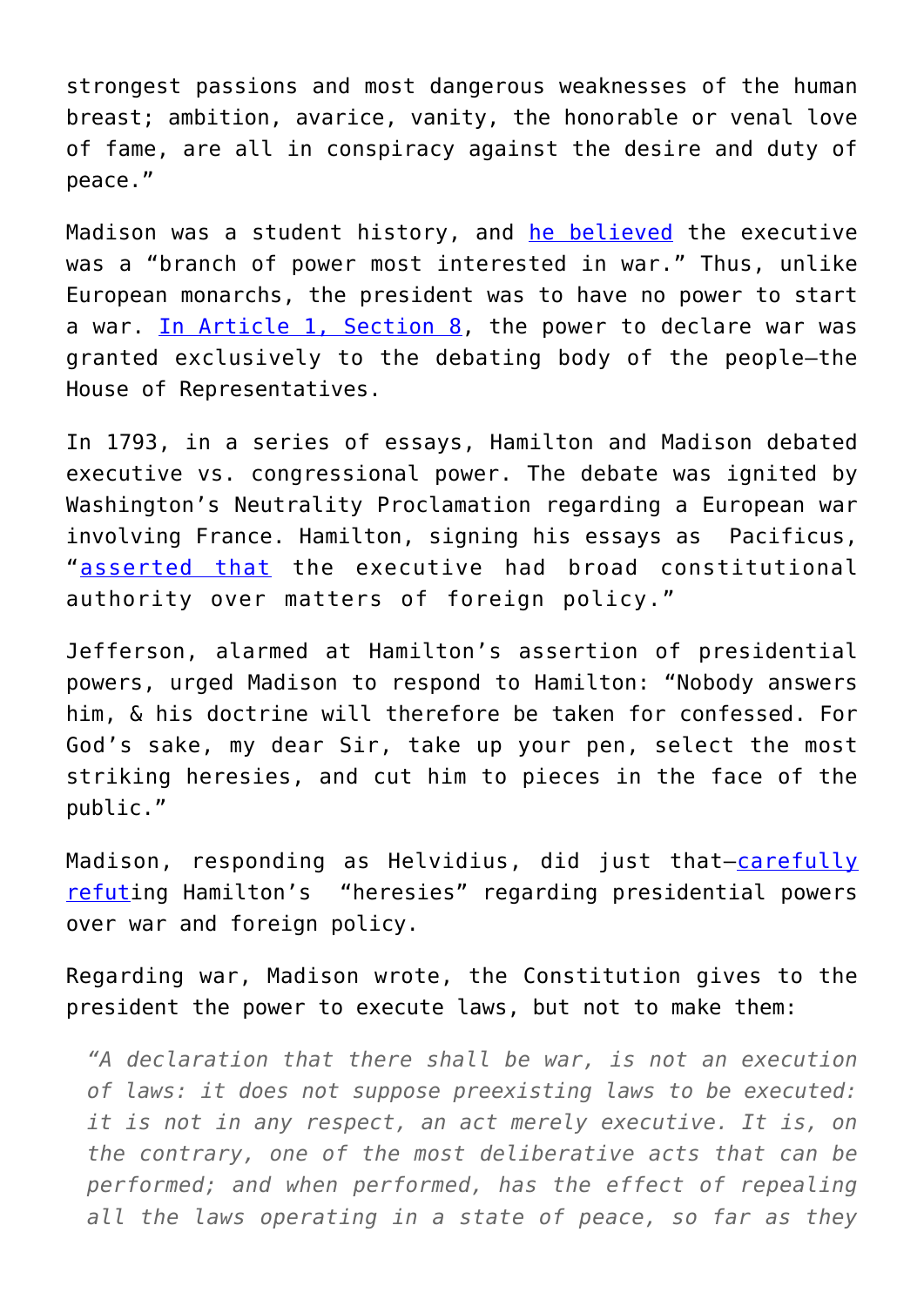strongest passions and most dangerous weaknesses of the human breast; ambition, avarice, vanity, the honorable or venal love of fame, are all in conspiracy against the desire and duty of peace."

Madison was a student history, and he believed the executive was a "branch of power most interested in war." Thus, unlike European monarchs, the president was to have no power to start a war. In Article 1, Section 8, the power to declare war was granted exclusively to the debating body of the people—the House of Representatives.

In 1793, in a series of essays, Hamilton and Madison debated executive vs. congressional power. The debate was ignited by Washington's Neutrality Proclamation regarding a European war involving France. Hamilton, signing his essays as Pacificus, "asserted that the executive had broad constitutional authority over matters of foreign policy."

Jefferson, alarmed at Hamilton's assertion of presidential powers, urged Madison to respond to Hamilton: "Nobody answers him, & his doctrine will therefore be taken for confessed. For God's sake, my dear Sir, take up your pen, select the most striking heresies, and cut him to pieces in the face of the public."

Madison, responding as Helvidius, did just that—carefully refuting Hamilton's "heresies" regarding presidential powers over war and foreign policy.

Regarding war, Madison wrote, the Constitution gives to the president the power to execute laws, but not to make them:

> *"A declaration that there shall be war, is not an execution of laws: it does not suppose preexisting laws to be executed: it is not in any respect, an act merely executive. It is, on the contrary, one of the most deliberative acts that can be performed; and when performed, has the effect of repealing all the laws operating in a state of peace, so far as they*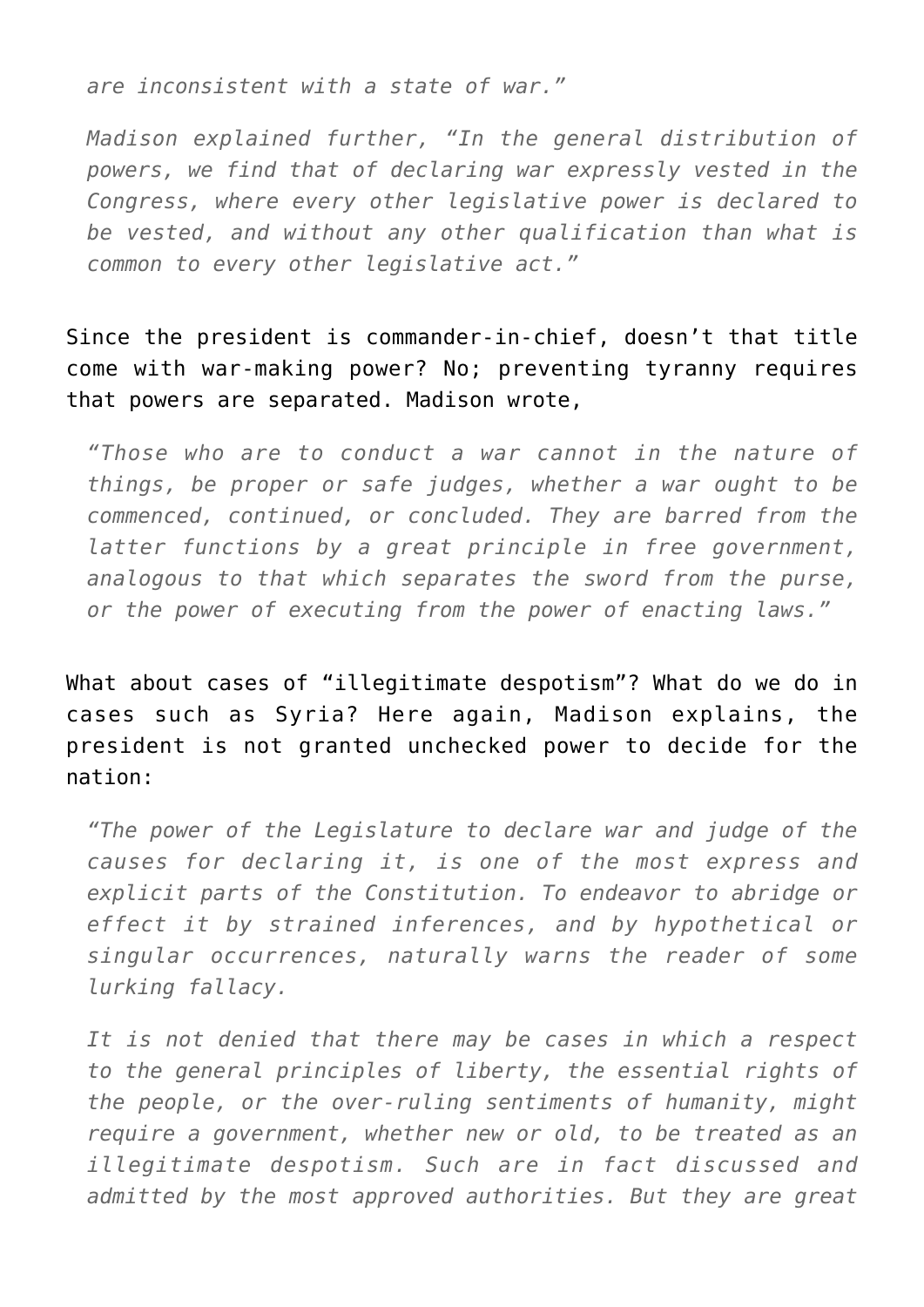*are inconsistent with a state of war."*

> *Madison explained further, "In the general distribution of powers, we find that of declaring war expressly vested in the Congress, where every other legislative power is declared to be vested, and without any other qualification than what is common to every other legislative act."*

Since the president is commander-in-chief, doesn't that title come with war-making power? No; preventing tyranny requires that powers are separated. Madison wrote,

> *"Those who are to conduct a war cannot in the nature of things, be proper or safe judges, whether a war ought to be commenced, continued, or concluded. They are barred from the latter functions by a great principle in free government, analogous to that which separates the sword from the purse, or the power of executing from the power of enacting laws."*

What about cases of "illegitimate despotism"? What do we do in cases such as Syria? Here again, Madison explains, the president is not granted unchecked power to decide for the nation:

> *"The power of the Legislature to declare war and judge of the causes for declaring it, is one of the most express and explicit parts of the Constitution. To endeavor to abridge or effect it by strained inferences, and by hypothetical or singular occurrences, naturally warns the reader of some lurking fallacy.*
>
> *It is not denied that there may be cases in which a respect to the general principles of liberty, the essential rights of the people, or the over-ruling sentiments of humanity, might require a government, whether new or old, to be treated as an illegitimate despotism. Such are in fact discussed and admitted by the most approved authorities. But they are great*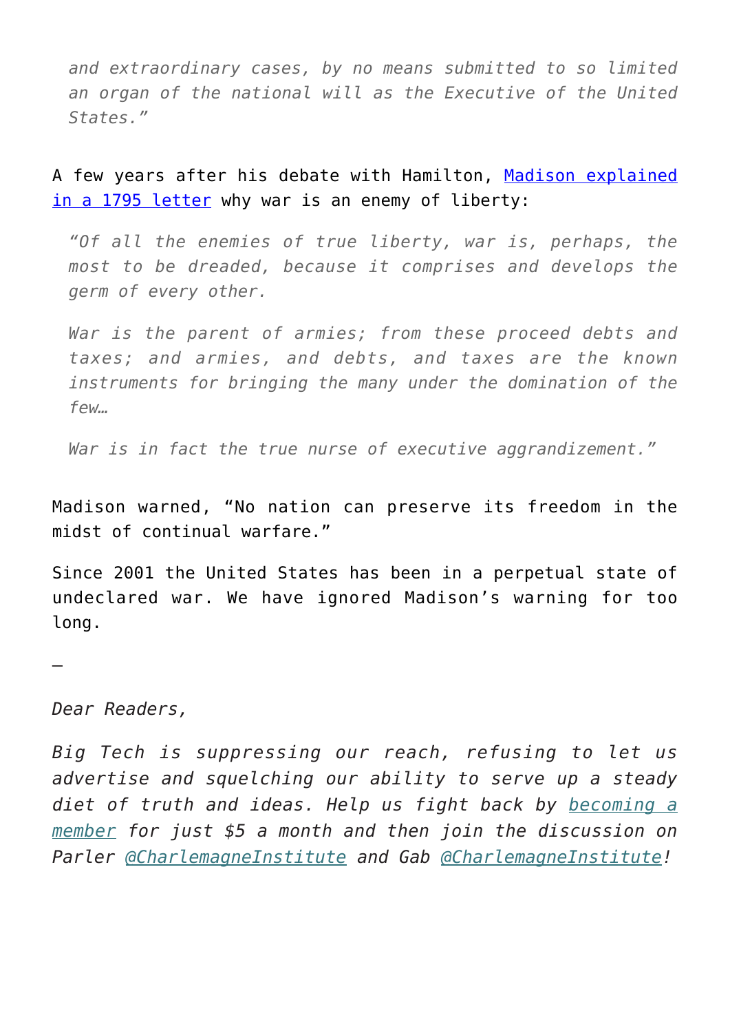> *and extraordinary cases, by no means submitted to so limited an organ of the national will as the Executive of the United States."*

A few years after his debate with Hamilton, Madison explained in a 1795 letter why war is an enemy of liberty:

> *"Of all the enemies of true liberty, war is, perhaps, the most to be dreaded, because it comprises and develops the germ of every other.*
>
> *War is the parent of armies; from these proceed debts and taxes; and armies, and debts, and taxes are the known instruments for bringing the many under the domination of the few…*
>
> *War is in fact the true nurse of executive aggrandizement."*

Madison warned, "No nation can preserve its freedom in the midst of continual warfare."

Since 2001 the United States has been in a perpetual state of undeclared war. We have ignored Madison's warning for too long.

—

*Dear Readers,*

*Big Tech is suppressing our reach, refusing to let us advertise and squelching our ability to serve up a steady diet of truth and ideas. Help us fight back by becoming a member for just $5 a month and then join the discussion on Parler @CharlemagneInstitute and Gab @CharlemagneInstitute!*